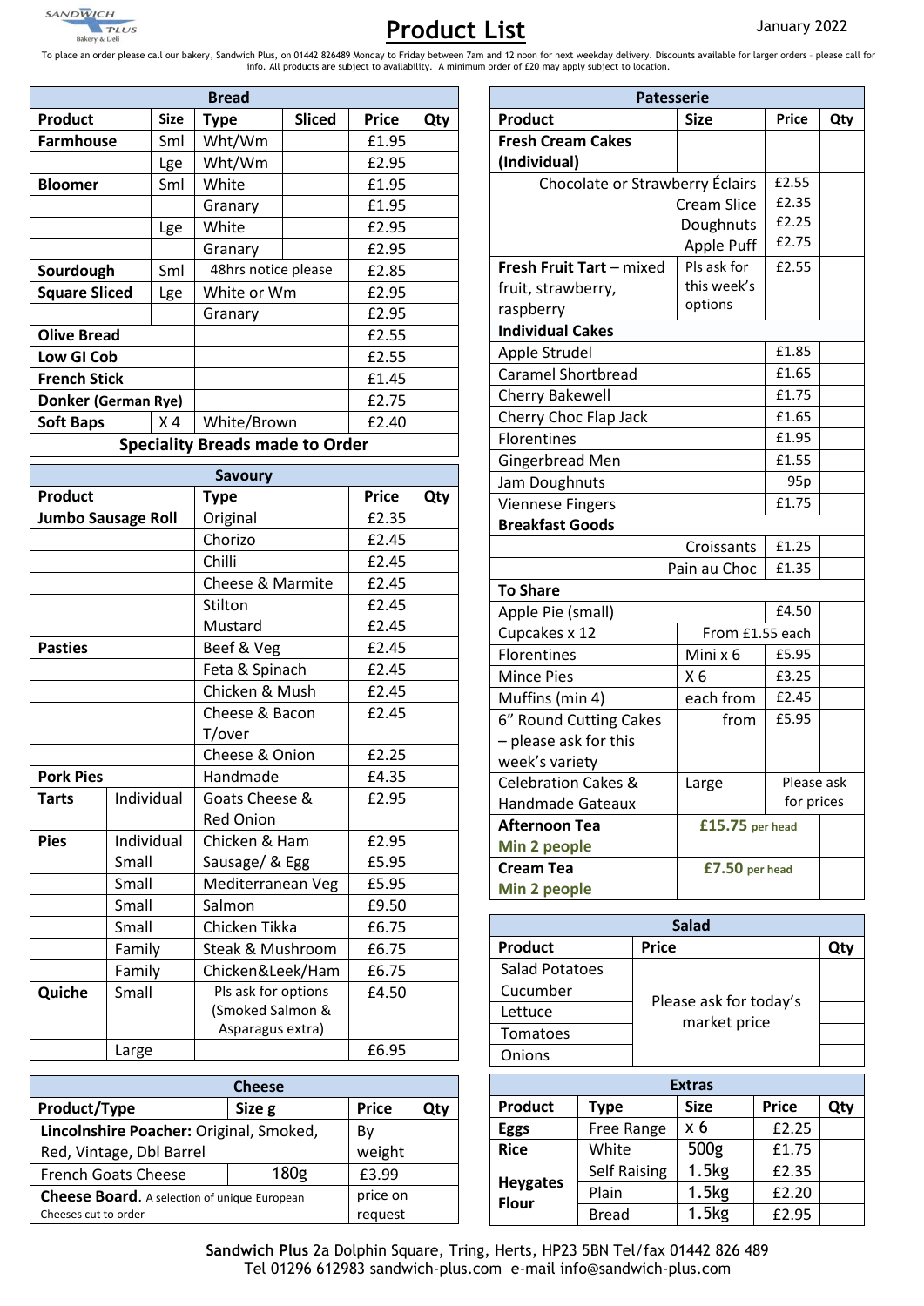# Product List

January 2022

To place an order please call our bakery, Sandwich Plus, on 01442 826489 Monday to Friday between 7am and 12 noon for next weekday delivery. Discounts available for larger orders – please call for info. All products are subject to availability. A minimum order of £20 may apply subject to location.

## Bread

| Product | Size | Type | Sliced | Price | Qty |
|---|---|---|---|---|---|
| **Farmhouse** | Sml | Wht/Wm | | £1.95 | |
| | Lge | Wht/Wm | | £2.95 | |
| **Bloomer** | Sml | White | | £1.95 | |
| | | Granary | | £1.95 | |
| | Lge | White | | £2.95 | |
| | | Granary | | £2.95 | |
| **Sourdough** | Sml | 48hrs notice please | | £2.85 | |
| **Square Sliced** | Lge | White or Wm | | £2.95 | |
| | | Granary | | £2.95 | |
| **Olive Bread** | | | | £2.55 | |
| **Low GI Cob** | | | | £2.55 | |
| **French Stick** | | | | £1.45 | |
| **Donker (German Rye)** | | | | £2.75 | |
| **Soft Baps** | X 4 | White/Brown | | £2.40 | |

**Speciality Breads made to Order**

## Savoury

| Product | | Type | Price | Qty |
|---|---|---|---|---|
| **Jumbo Sausage Roll** | | Original | £2.35 | |
| | | Chorizo | £2.45 | |
| | | Chilli | £2.45 | |
| | | Cheese & Marmite | £2.45 | |
| | | Stilton | £2.45 | |
| | | Mustard | £2.45 | |
| **Pasties** | | Beef & Veg | £2.45 | |
| | | Feta & Spinach | £2.45 | |
| | | Chicken & Mush | £2.45 | |
| | | Cheese & Bacon T/over | £2.45 | |
| | | Cheese & Onion | £2.25 | |
| **Pork Pies** | | Handmade | £4.35 | |
| **Tarts** | Individual | Goats Cheese & Red Onion | £2.95 | |
| **Pies** | Individual | Chicken & Ham | £2.95 | |
| | Small | Sausage/ & Egg | £5.95 | |
| | Small | Mediterranean Veg | £5.95 | |
| | Small | Salmon | £9.50 | |
| | Small | Chicken Tikka | £6.75 | |
| | Family | Steak & Mushroom | £6.75 | |
| | Family | Chicken&Leek/Ham | £6.75 | |
| **Quiche** | Small | Pls ask for options (Smoked Salmon & Asparagus extra) | £4.50 | |
| | Large | | £6.95 | |

## Cheese

| Product/Type | Size g | Price | Qty |
|---|---|---|---|
| **Lincolnshire Poacher:** Original, Smoked, Red, Vintage, Dbl Barrel | | By weight | |
| French Goats Cheese | 180g | £3.99 | |
| **Cheese Board.** A selection of unique European Cheeses cut to order | | price on request | |

## Patesserie

| Product | Size | Price | Qty |
|---|---|---|---|
| **Fresh Cream Cakes (Individual)** | | | |
| Chocolate or Strawberry Éclairs | | £2.55 | |
| Cream Slice | | £2.35 | |
| Doughnuts | | £2.25 | |
| Apple Puff | | £2.75 | |
| **Fresh Fruit Tart** – mixed fruit, strawberry, raspberry | Pls ask for this week's options | £2.55 | |
| **Individual Cakes** | | | |
| Apple Strudel | | £1.85 | |
| Caramel Shortbread | | £1.65 | |
| Cherry Bakewell | | £1.75 | |
| Cherry Choc Flap Jack | | £1.65 | |
| Florentines | | £1.95 | |
| Gingerbread Men | | £1.55 | |
| Jam Doughnuts | | 95p | |
| Viennese Fingers | | £1.75 | |
| **Breakfast Goods** | | | |
| Croissants | | £1.25 | |
| Pain au Choc | | £1.35 | |
| **To Share** | | | |
| Apple Pie (small) | | £4.50 | |
| Cupcakes x 12 | From £1.55 each | | |
| Florentines | Mini x 6 | £5.95 | |
| Mince Pies | X 6 | £3.25 | |
| Muffins (min 4) | each from | £2.45 | |
| 6" Round Cutting Cakes – please ask for this week's variety | from | £5.95 | |
| Celebration Cakes & Handmade Gateaux | Large | Please ask for prices | |
| **Afternoon Tea Min 2 people** | **£15.75** per head | | |
| **Cream Tea Min 2 people** | **£7.50** per head | | |

## Salad

| Product | Price | Qty |
|---|---|---|
| Salad Potatoes | Please ask for today's market price | |
| Cucumber | | |
| Lettuce | | |
| Tomatoes | | |
| Onions | | |

## Extras

| Product | Type | Size | Price | Qty |
|---|---|---|---|---|
| **Eggs** | Free Range | x 6 | £2.25 | |
| **Rice** | White | 500g | £1.75 | |
| **Heygates Flour** | Self Raising | 1.5kg | £2.35 | |
| | Plain | 1.5kg | £2.20 | |
| | Bread | 1.5kg | £2.95 | |

**Sandwich Plus** 2a Dolphin Square, Tring, Herts, HP23 5BN Tel/fax 01442 826 489
Tel 01296 612983 sandwich-plus.com e-mail info@sandwich-plus.com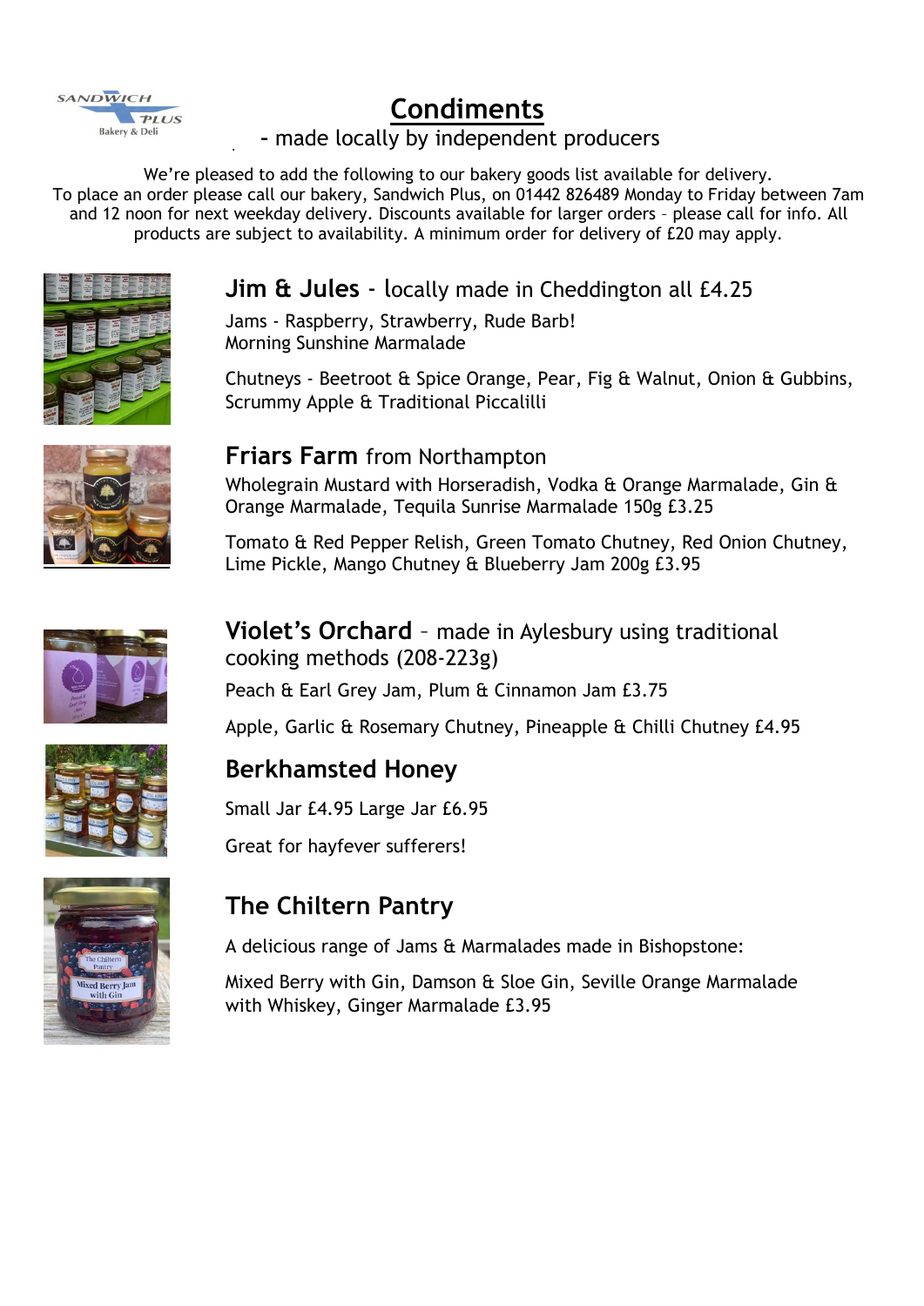# Condiments

**- made locally by independent producers**

We're pleased to add the following to our bakery goods list available for delivery.
To place an order please call our bakery, Sandwich Plus, on 01442 826489 Monday to Friday between 7am and 12 noon for next weekday delivery. Discounts available for larger orders – please call for info. All products are subject to availability. A minimum order for delivery of £20 may apply.

## Jim & Jules - locally made in Cheddington all £4.25

Jams - Raspberry, Strawberry, Rude Barb!
Morning Sunshine Marmalade

Chutneys - Beetroot & Spice Orange, Pear, Fig & Walnut, Onion & Gubbins, Scrummy Apple & Traditional Piccalilli

## Friars Farm from Northampton

Wholegrain Mustard with Horseradish, Vodka & Orange Marmalade, Gin & Orange Marmalade, Tequila Sunrise Marmalade 150g £3.25

Tomato & Red Pepper Relish, Green Tomato Chutney, Red Onion Chutney, Lime Pickle, Mango Chutney & Blueberry Jam 200g £3.95

## Violet's Orchard – made in Aylesbury using traditional cooking methods (208-223g)

Peach & Earl Grey Jam, Plum & Cinnamon Jam £3.75

Apple, Garlic & Rosemary Chutney, Pineapple & Chilli Chutney £4.95

## Berkhamsted Honey

Small Jar £4.95 Large Jar £6.95

Great for hayfever sufferers!

## The Chiltern Pantry

A delicious range of Jams & Marmalades made in Bishopstone:

Mixed Berry with Gin, Damson & Sloe Gin, Seville Orange Marmalade with Whiskey, Ginger Marmalade £3.95